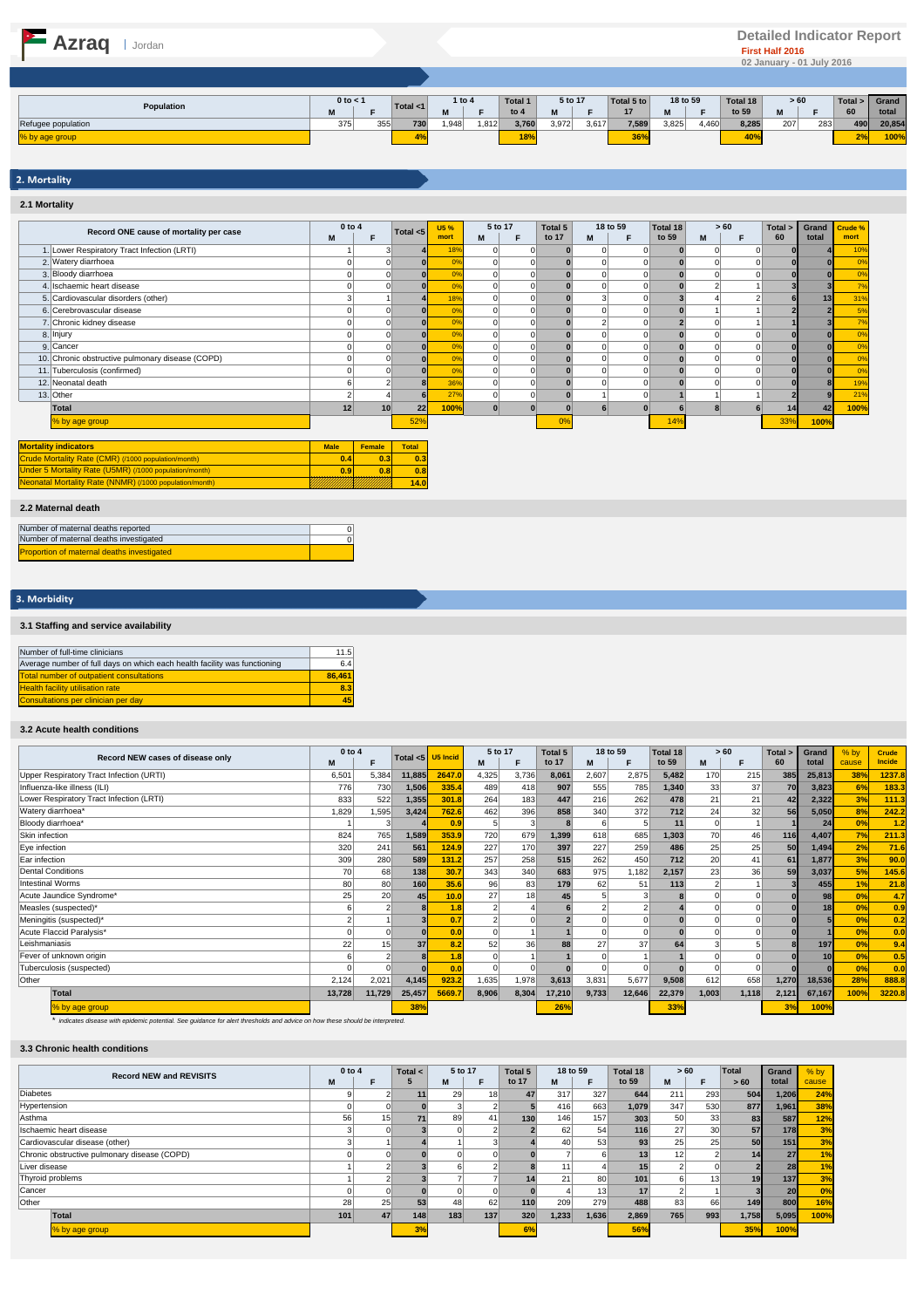# Azraq | Jordan

**Detailed Indicator Report**
**First Half 2016**
02 January - 01 July 2016

| Population | 0 to < 1 | | Total <1 | 1 to 4 | | Total 1 to 4 | 5 to 17 | | Total 5 to 17 | 18 to 59 | | Total 18 to 59 | > 60 | | Total > 60 | Grand total |
|---|---|---|---|---|---|---|---|---|---|---|---|---|---|---|---|---|
| | M | F | | M | F | | M | F | | M | F | | M | F | | |
| Refugee population | 375 | 355 | 730 | 1,948 | 1,812 | 3,760 | 3,972 | 3,617 | 7,589 | 3,825 | 4,460 | 8,285 | 207 | 283 | 490 | 20,854 |
| % by age group | | | 4% | | | 18% | | | 36% | | | 40% | | | 2% | 100% |

## 2. Mortality

### 2.1 Mortality

| Record ONE cause of mortality per case | 0 to 4 | | Total <5 | U5 % mort | 5 to 17 | | Total 5 to 17 | 18 to 59 | | Total 18 to 59 | > 60 | | Total > 60 | Grand total | Crude % mort |
|---|---|---|---|---|---|---|---|---|---|---|---|---|---|---|---|
| | M | F | | | M | F | | M | F | | M | F | | | |
| 1. Lower Respiratory Tract Infection (LRTI) | 1 | 3 | 4 | 18% | 0 | 0 | 0 | 0 | 0 | 0 | 0 | 0 | 0 | 4 | 10% |
| 2. Watery diarrhoea | 0 | 0 | 0 | 0% | 0 | 0 | 0 | 0 | 0 | 0 | 0 | 0 | 0 | 0 | 0% |
| 3. Bloody diarrhoea | 0 | 0 | 0 | 0% | 0 | 0 | 0 | 0 | 0 | 0 | 0 | 0 | 0 | 0 | 0% |
| 4. Ischaemic heart disease | 0 | 0 | 0 | 0% | 0 | 0 | 0 | 0 | 0 | 0 | 2 | 1 | 3 | 3 | 7% |
| 5. Cardiovascular disorders (other) | 3 | 1 | 4 | 18% | 0 | 0 | 0 | 3 | 0 | 3 | 4 | 2 | 6 | 13 | 31% |
| 6. Cerebrovascular disease | 0 | 0 | 0 | 0% | 0 | 0 | 0 | 0 | 0 | 0 | 1 | 1 | 2 | 2 | 5% |
| 7. Chronic kidney disease | 0 | 0 | 0 | 0% | 0 | 0 | 0 | 2 | 0 | 2 | 0 | 1 | 1 | 3 | 7% |
| 8. Injury | 0 | 0 | 0 | 0% | 0 | 0 | 0 | 0 | 0 | 0 | 0 | 0 | 0 | 0 | 0% |
| 9. Cancer | 0 | 0 | 0 | 0% | 0 | 0 | 0 | 0 | 0 | 0 | 0 | 0 | 0 | 0 | 0% |
| 10. Chronic obstructive pulmonary disease (COPD) | 0 | 0 | 0 | 0% | 0 | 0 | 0 | 0 | 0 | 0 | 0 | 0 | 0 | 0 | 0% |
| 11. Tuberculosis (confirmed) | 0 | 0 | 0 | 0% | 0 | 0 | 0 | 0 | 0 | 0 | 0 | 0 | 0 | 0 | 0% |
| 12. Neonatal death | 6 | 2 | 8 | 36% | 0 | 0 | 0 | 0 | 0 | 0 | 0 | 0 | 0 | 8 | 19% |
| 13. Other | 2 | 4 | 6 | 27% | 0 | 0 | 0 | 1 | 0 | 1 | 1 | 1 | 2 | 9 | 21% |
| **Total** | 12 | 10 | 22 | 100% | 0 | 0 | 0 | 6 | 0 | 6 | 8 | 6 | 14 | 42 | 100% |
| % by age group | | | 52% | | | | 0% | | | 14% | | | 33% | 100% | |

| Mortality indicators | Male | Female | Total |
|---|---|---|---|
| Crude Mortality Rate (CMR) (/1000 population/month) | 0.4 | 0.3 | 0.3 |
| Under 5 Mortality Rate (U5MR) (/1000 population/month) | 0.9 | 0.8 | 0.8 |
| Neonatal Mortality Rate (NNMR) (/1000 population/month) | | | 14.0 |

### 2.2 Maternal death

| | |
|---|---|
| Number of maternal deaths reported | 0 |
| Number of maternal deaths investigated | 0 |
| Proportion of maternal deaths investigated | |

## 3. Morbidity

### 3.1 Staffing and service availability

| | |
|---|---|
| Number of full-time clinicians | 11.5 |
| Average number of full days on which each health facility was functioning | 6.4 |
| Total number of outpatient consultations | 86,461 |
| Health facility utilisation rate | 8.3 |
| Consultations per clinician per day | 45 |

### 3.2 Acute health conditions

| Record NEW cases of disease only | 0 to 4 | | Total <5 | U5 Incid | 5 to 17 | | Total 5 to 17 | 18 to 59 | | Total 18 to 59 | > 60 | | Total > 60 | Grand total | % by cause | Crude Incide |
|---|---|---|---|---|---|---|---|---|---|---|---|---|---|---|---|---|
| | M | F | | | M | F | | M | F | | M | F | | | | |
| Upper Respiratory Tract Infection (URTI) | 6,501 | 5,384 | 11,885 | 2647.0 | 4,325 | 3,736 | 8,061 | 2,607 | 2,875 | 5,482 | 170 | 215 | 385 | 25,813 | 38% | 1237.8 |
| Influenza-like illness (ILI) | 776 | 730 | 1,506 | 335.4 | 489 | 418 | 907 | 555 | 785 | 1,340 | 33 | 37 | 70 | 3,823 | 6% | 183.3 |
| Lower Respiratory Tract Infection (LRTI) | 833 | 522 | 1,355 | 301.8 | 264 | 183 | 447 | 216 | 262 | 478 | 21 | 21 | 42 | 2,322 | 3% | 111.3 |
| Watery diarrhoea* | 1,829 | 1,595 | 3,424 | 762.6 | 462 | 396 | 858 | 340 | 372 | 712 | 24 | 32 | 56 | 5,050 | 8% | 242.2 |
| Bloody diarrhoea* | 1 | 3 | 4 | 0.9 | 5 | 3 | 8 | 6 | 5 | 11 | 0 | 1 | 1 | 24 | 0% | 1.2 |
| Skin infection | 824 | 765 | 1,589 | 353.9 | 720 | 679 | 1,399 | 618 | 685 | 1,303 | 70 | 46 | 116 | 4,407 | 7% | 211.3 |
| Eye infection | 320 | 241 | 561 | 124.9 | 227 | 170 | 397 | 227 | 259 | 486 | 25 | 25 | 50 | 1,494 | 2% | 71.6 |
| Ear infection | 309 | 280 | 589 | 131.2 | 257 | 258 | 515 | 262 | 450 | 712 | 20 | 41 | 61 | 1,877 | 3% | 90.0 |
| Dental Conditions | 70 | 68 | 138 | 30.7 | 343 | 340 | 683 | 975 | 1,182 | 2,157 | 23 | 36 | 59 | 3,037 | 5% | 145.6 |
| Intestinal Worms | 80 | 80 | 160 | 35.6 | 96 | 83 | 179 | 62 | 51 | 113 | 2 | 1 | 3 | 455 | 1% | 21.8 |
| Acute Jaundice Syndrome* | 25 | 20 | 45 | 10.0 | 27 | 18 | 45 | 5 | 3 | 8 | 0 | 0 | 0 | 98 | 0% | 4.7 |
| Measles (suspected)* | 6 | 2 | 8 | 1.8 | 2 | 4 | 6 | 2 | 2 | 4 | 0 | 0 | 0 | 18 | 0% | 0.9 |
| Meningitis (suspected)* | 2 | 1 | 3 | 0.7 | 2 | 0 | 2 | 0 | 0 | 0 | 0 | 0 | 0 | 5 | 0% | 0.2 |
| Acute Flaccid Paralysis* | 0 | 0 | 0 | 0.0 | 0 | 1 | 1 | 0 | 0 | 0 | 0 | 0 | 0 | 1 | 0% | 0.0 |
| Leishmaniasis | 22 | 15 | 37 | 8.2 | 52 | 36 | 88 | 27 | 37 | 64 | 3 | 5 | 8 | 197 | 0% | 9.4 |
| Fever of unknown origin | 6 | 2 | 8 | 1.8 | 0 | 1 | 1 | 0 | 1 | 1 | 0 | 0 | 0 | 10 | 0% | 0.5 |
| Tuberculosis (suspected) | 0 | 0 | 0 | 0.0 | 0 | 0 | 0 | 0 | 0 | 0 | 0 | 0 | 0 | 0 | 0% | 0.0 |
| Other | 2,124 | 2,021 | 4,145 | 923.2 | 1,635 | 1,978 | 3,613 | 3,831 | 5,677 | 9,508 | 612 | 658 | 1,270 | 18,536 | 28% | 888.8 |
| **Total** | 13,728 | 11,729 | 25,457 | 5669.7 | 8,906 | 8,304 | 17,210 | 9,733 | 12,646 | 22,379 | 1,003 | 1,118 | 2,121 | 67,167 | 100% | 3220.8 |
| % by age group | | | 38% | | | | 26% | | | 33% | | | 3% | 100% | | |

* *indicates disease with epidemic potential. See guidance for alert thresholds and advice on how these should be interpreted.*

### 3.3 Chronic health conditions

| Record NEW and REVISITS | 0 to 4 | | Total < 5 | 5 to 17 | | Total 5 to 17 | 18 to 59 | | Total 18 to 59 | > 60 | | Total > 60 | Grand total | % by cause |
|---|---|---|---|---|---|---|---|---|---|---|---|---|---|---|
| | M | F | | M | F | | M | F | | M | F | | | |
| Diabetes | 9 | 2 | 11 | 29 | 18 | 47 | 317 | 327 | 644 | 211 | 293 | 504 | 1,206 | 24% |
| Hypertension | 0 | 0 | 0 | 3 | 2 | 5 | 416 | 663 | 1,079 | 347 | 530 | 877 | 1,961 | 38% |
| Asthma | 56 | 15 | 71 | 89 | 41 | 130 | 146 | 157 | 303 | 50 | 33 | 83 | 587 | 12% |
| Ischaemic heart disease | 3 | 0 | 3 | 0 | 2 | 2 | 62 | 54 | 116 | 27 | 30 | 57 | 178 | 3% |
| Cardiovascular disease (other) | 3 | 1 | 4 | 1 | 3 | 4 | 40 | 53 | 93 | 25 | 25 | 50 | 151 | 3% |
| Chronic obstructive pulmonary disease (COPD) | 0 | 0 | 0 | 0 | 0 | 0 | 7 | 6 | 13 | 12 | 2 | 14 | 27 | 1% |
| Liver disease | 1 | 2 | 3 | 6 | 2 | 8 | 11 | 4 | 15 | 2 | 0 | 2 | 28 | 1% |
| Thyroid problems | 1 | 2 | 3 | 7 | 7 | 14 | 21 | 80 | 101 | 6 | 13 | 19 | 137 | 3% |
| Cancer | 0 | 0 | 0 | 0 | 0 | 0 | 4 | 13 | 17 | 2 | 1 | 3 | 20 | 0% |
| Other | 28 | 25 | 53 | 48 | 62 | 110 | 209 | 279 | 488 | 83 | 66 | 149 | 800 | 16% |
| **Total** | 101 | 47 | 148 | 183 | 137 | 320 | 1,233 | 1,636 | 2,869 | 765 | 993 | 1,758 | 5,095 | 100% |
| % by age group | | | 3% | | | 6% | | | 56% | | | 35% | 100% | |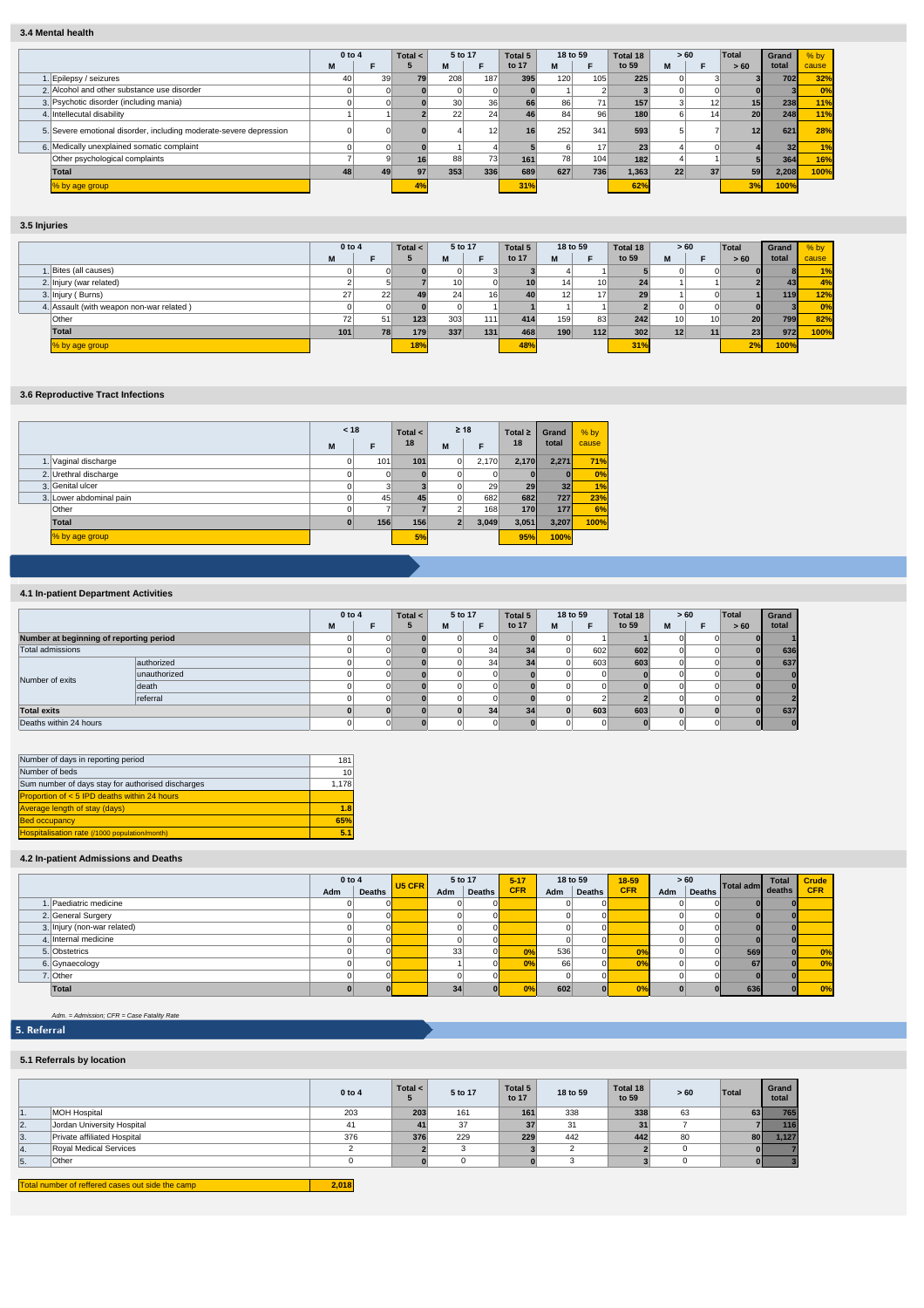### 3.4 Mental health

| | 0 to 4 | | Total < 5 | 5 to 17 | | Total 5 to 17 | 18 to 59 | | Total 18 to 59 | > 60 | | Total > 60 | Grand total | % by cause |
|---|---|---|---|---|---|---|---|---|---|---|---|---|---|---|
| | M | F | | M | F | | M | F | | M | F | | | |
| 1. Epilepsy / seizures | 40 | 39 | 79 | 208 | 187 | 395 | 120 | 105 | 225 | 0 | 3 | 3 | 702 | 32% |
| 2. Alcohol and other substance use disorder | 0 | 0 | 0 | 0 | 0 | 0 | 1 | 2 | 3 | 0 | 0 | 0 | 3 | 0% |
| 3. Psychotic disorder (including mania) | 0 | 0 | 0 | 30 | 36 | 66 | 86 | 71 | 157 | 3 | 12 | 15 | 238 | 11% |
| 4. Intellecutal disability | 1 | 1 | 2 | 22 | 24 | 46 | 84 | 96 | 180 | 6 | 14 | 20 | 248 | 11% |
| 5. Severe emotional disorder, including moderate-severe depression | 0 | 0 | 0 | 4 | 12 | 16 | 252 | 341 | 593 | 5 | 7 | 12 | 621 | 28% |
| 6. Medically unexplained somatic complaint | 0 | 0 | 0 | 1 | 4 | 5 | 6 | 17 | 23 | 4 | 0 | 4 | 32 | 1% |
| Other psychological complaints | 7 | 9 | 16 | 88 | 73 | 161 | 78 | 104 | 182 | 4 | 1 | 5 | 364 | 16% |
| **Total** | 48 | 49 | 97 | 353 | 336 | 689 | 627 | 736 | 1,363 | 22 | 37 | 59 | 2,208 | 100% |
| % by age group | | | 4% | | | 31% | | | 62% | | | 3% | 100% | |

### 3.5 Injuries

| | 0 to 4 | | Total < 5 | 5 to 17 | | Total 5 to 17 | 18 to 59 | | Total 18 to 59 | > 60 | | Total > 60 | Grand total | % by cause |
|---|---|---|---|---|---|---|---|---|---|---|---|---|---|---|
| | M | F | | M | F | | M | F | | M | F | | | |
| 1. Bites (all causes) | 0 | 0 | 0 | 0 | 3 | 3 | 4 | 1 | 5 | 0 | 0 | 0 | 8 | 1% |
| 2. Injury (war related) | 2 | 5 | 7 | 10 | 0 | 10 | 14 | 10 | 24 | 1 | 1 | 2 | 43 | 4% |
| 3. Injury ( Burns) | 27 | 22 | 49 | 24 | 16 | 40 | 12 | 17 | 29 | 1 | 0 | 1 | 119 | 12% |
| 4. Assault (with weapon non-war related ) | 0 | 0 | 0 | 0 | 1 | 1 | 1 | 1 | 2 | 0 | 0 | 0 | 3 | 0% |
| Other | 72 | 51 | 123 | 303 | 111 | 414 | 159 | 83 | 242 | 10 | 10 | 20 | 799 | 82% |
| **Total** | 101 | 78 | 179 | 337 | 131 | 468 | 190 | 112 | 302 | 12 | 11 | 23 | 972 | 100% |
| % by age group | | | 18% | | | 48% | | | 31% | | | 2% | 100% | |

### 3.6 Reproductive Tract Infections

| | < 18 | | Total < 18 | ≥ 18 | | Total ≥ 18 | Grand total | % by cause |
|---|---|---|---|---|---|---|---|---|
| | M | F | | M | F | | | |
| 1. Vaginal discharge | 0 | 101 | 101 | 0 | 2,170 | 2,170 | 2,271 | 71% |
| 2. Urethral discharge | 0 | 0 | 0 | 0 | 0 | 0 | 0 | 0% |
| 3. Genital ulcer | 0 | 3 | 3 | 0 | 29 | 29 | 32 | 1% |
| 3. Lower abdominal pain | 0 | 45 | 45 | 0 | 682 | 682 | 727 | 23% |
| Other | 0 | 7 | 7 | 2 | 168 | 170 | 177 | 6% |
| **Total** | 0 | 156 | 156 | 2 | 3,049 | 3,051 | 3,207 | 100% |
| % by age group | | | 5% | | | 95% | 100% | |

### 4.1 In-patient Department Activities

| | | 0 to 4 | | Total < 5 | 5 to 17 | | Total 5 to 17 | 18 to 59 | | Total 18 to 59 | > 60 | | Total > 60 | Grand total |
|---|---|---|---|---|---|---|---|---|---|---|---|---|---|---|
| | | M | F | | M | F | | M | F | | M | F | | |
| **Number at beginning of reporting period** | | 0 | 0 | 0 | 0 | 0 | 0 | 0 | 1 | 1 | 0 | 0 | 0 | 1 |
| Total admissions | | 0 | 0 | 0 | 0 | 34 | 34 | 0 | 602 | 602 | 0 | 0 | 0 | 636 |
| Number of exits | authorized | 0 | 0 | 0 | 0 | 34 | 34 | 0 | 603 | 603 | 0 | 0 | 0 | 637 |
| | unauthorized | 0 | 0 | 0 | 0 | 0 | 0 | 0 | 0 | 0 | 0 | 0 | 0 | 0 |
| | death | 0 | 0 | 0 | 0 | 0 | 0 | 0 | 0 | 0 | 0 | 0 | 0 | 0 |
| | referral | 0 | 0 | 0 | 0 | 0 | 0 | 0 | 2 | 2 | 0 | 0 | 0 | 2 |
| **Total exits** | | 0 | 0 | 0 | 0 | 34 | 34 | 0 | 603 | 603 | 0 | 0 | 0 | 637 |
| Deaths within 24 hours | | 0 | 0 | 0 | 0 | 0 | 0 | 0 | 0 | 0 | 0 | 0 | 0 | 0 |

| | |
|---|---|
| Number of days in reporting period | 181 |
| Number of beds | 10 |
| Sum number of days stay for authorised discharges | 1,178 |
| Proportion of < 5 IPD deaths within 24 hours | |
| Average length of stay (days) | 1.8 |
| Bed occupancy | 65% |
| Hospitalisation rate (/1000 population/month) | 5.1 |

### 4.2 In-patient Admissions and Deaths

| | 0 to 4 | | U5 CFR | 5 to 17 | | 5-17 CFR | 18 to 59 | | 18-59 CFR | > 60 | | Total adm | Total deaths | Crude CFR |
|---|---|---|---|---|---|---|---|---|---|---|---|---|---|---|
| | Adm | Deaths | | Adm | Deaths | | Adm | Deaths | | Adm | Deaths | | | |
| 1. Paediatric medicine | 0 | 0 | | 0 | 0 | | 0 | 0 | | 0 | 0 | 0 | 0 | |
| 2. General Surgery | 0 | 0 | | 0 | 0 | | 0 | 0 | | 0 | 0 | 0 | 0 | |
| 3. Injury (non-war related) | 0 | 0 | | 0 | 0 | | 0 | 0 | | 0 | 0 | 0 | 0 | |
| 4. Internal medicine | 0 | 0 | | 0 | 0 | | 0 | 0 | | 0 | 0 | 0 | 0 | |
| 5. Obstetrics | 0 | 0 | | 33 | 0 | 0% | 536 | 0 | 0% | 0 | 0 | 569 | 0 | 0% |
| 6. Gynaecology | 0 | 0 | | 1 | 0 | 0% | 66 | 0 | 0% | 0 | 0 | 67 | 0 | 0% |
| 7. Other | 0 | 0 | | 0 | 0 | | 0 | 0 | | 0 | 0 | 0 | 0 | |
| **Total** | 0 | 0 | | 34 | 0 | 0% | 602 | 0 | 0% | 0 | 0 | 636 | 0 | 0% |

*Adm. = Admission; CFR = Case Fatality Rate*

## 5. Referral

### 5.1 Referrals by location

| | | 0 to 4 | Total < 5 | 5 to 17 | Total 5 to 17 | 18 to 59 | Total 18 to 59 | > 60 | Total | Grand total |
|---|---|---|---|---|---|---|---|---|---|---|
| 1. | MOH Hospital | 203 | 203 | 161 | 161 | 338 | 338 | 63 | 63 | 765 |
| 2. | Jordan University Hospital | 41 | 41 | 37 | 37 | 31 | 31 | 7 | 7 | 116 |
| 3. | Private affiliated Hospital | 376 | 376 | 229 | 229 | 442 | 442 | 80 | 80 | 1,127 |
| 4. | Royal Medical Services | 2 | 2 | 3 | 3 | 2 | 2 | 0 | 0 | 7 |
| 5. | Other | 0 | 0 | 0 | 0 | 3 | 3 | 0 | 0 | 3 |

| | |
|---|---|
| Total number of reffered cases out side the camp | 2,018 |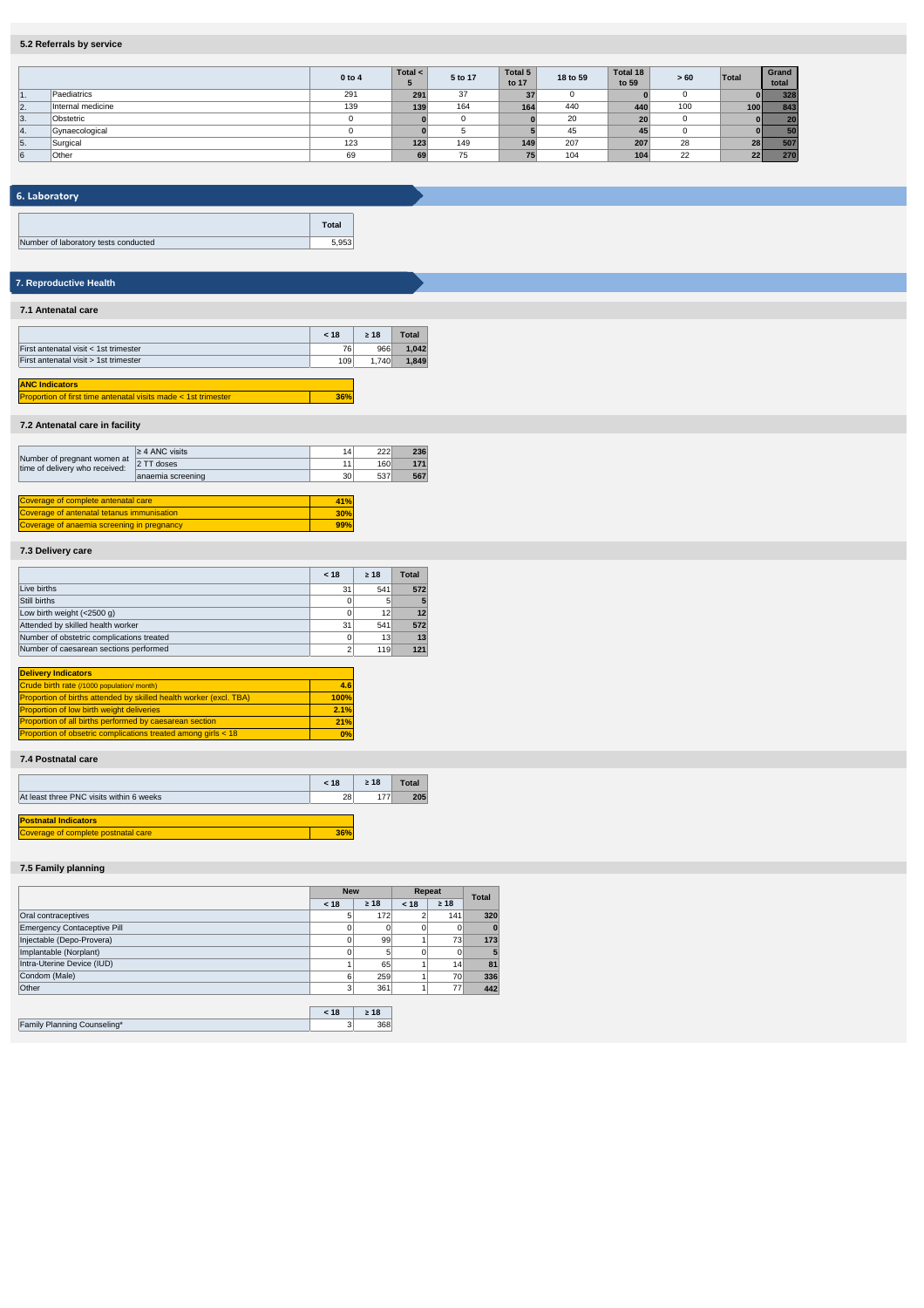### 5.2 Referrals by service

| | | 0 to 4 | Total < 5 | 5 to 17 | Total 5 to 17 | 18 to 59 | Total 18 to 59 | > 60 | Total | Grand total |
|---|---|---|---|---|---|---|---|---|---|---|
| 1. | Paediatrics | 291 | 291 | 37 | 37 | 0 | 0 | 0 | 0 | 328 |
| 2. | Internal medicine | 139 | 139 | 164 | 164 | 440 | 440 | 100 | 100 | 843 |
| 3. | Obstetric | 0 | 0 | 0 | 0 | 20 | 20 | 0 | 0 | 20 |
| 4. | Gynaecological | 0 | 0 | 5 | 5 | 45 | 45 | 0 | 0 | 50 |
| 5. | Surgical | 123 | 123 | 149 | 149 | 207 | 207 | 28 | 28 | 507 |
| 6 | Other | 69 | 69 | 75 | 75 | 104 | 104 | 22 | 22 | 270 |

## 6. Laboratory

| | Total |
|---|---|
| Number of laboratory tests conducted | 5,953 |

## 7. Reproductive Health

### 7.1 Antenatal care

| | < 18 | ≥ 18 | Total |
|---|---|---|---|
| First antenatal visit < 1st trimester | 76 | 966 | 1,042 |
| First antenatal visit > 1st trimester | 109 | 1,740 | 1,849 |

| ANC Indicators | |
|---|---|
| Proportion of first time antenatal visits made < 1st trimester | 36% |

### 7.2 Antenatal care in facility

| | | < 18 | ≥ 18 | Total |
|---|---|---|---|---|
| Number of pregnant women at time of delivery who received: | ≥ 4 ANC visits | 14 | 222 | 236 |
| | 2 TT doses | 11 | 160 | 171 |
| | anaemia screening | 30 | 537 | 567 |

| | |
|---|---|
| Coverage of complete antenatal care | 41% |
| Coverage of antenatal tetanus immunisation | 30% |
| Coverage of anaemia screening in pregnancy | 99% |

### 7.3 Delivery care

| | < 18 | ≥ 18 | Total |
|---|---|---|---|
| Live births | 31 | 541 | 572 |
| Still births | 0 | 5 | 5 |
| Low birth weight (<2500 g) | 0 | 12 | 12 |
| Attended by skilled health worker | 31 | 541 | 572 |
| Number of obstetric complications treated | 0 | 13 | 13 |
| Number of caesarean sections performed | 2 | 119 | 121 |

| Delivery Indicators | |
|---|---|
| Crude birth rate (/1000 population/ month) | 4.6 |
| Proportion of births attended by skilled health worker (excl. TBA) | 100% |
| Proportion of low birth weight deliveries | 2.1% |
| Proportion of all births performed by caesarean section | 21% |
| Proportion of obsetric complications treated among girls < 18 | 0% |

### 7.4 Postnatal care

| | < 18 | ≥ 18 | Total |
|---|---|---|---|
| At least three PNC visits within 6 weeks | 28 | 177 | 205 |

| Postnatal Indicators | |
|---|---|
| Coverage of complete postnatal care | 36% |

### 7.5 Family planning

| | New | | Repeat | | Total |
|---|---|---|---|---|---|
| | < 18 | ≥ 18 | < 18 | ≥ 18 | |
| Oral contraceptives | 5 | 172 | 2 | 141 | 320 |
| Emergency Contaceptive Pill | 0 | 0 | 0 | 0 | 0 |
| Injectable (Depo-Provera) | 0 | 99 | 1 | 73 | 173 |
| Implantable (Norplant) | 0 | 5 | 0 | 0 | 5 |
| Intra-Uterine Device (IUD) | 1 | 65 | 1 | 14 | 81 |
| Condom (Male) | 6 | 259 | 1 | 70 | 336 |
| Other | 3 | 361 | 1 | 77 | 442 |

| | < 18 | ≥ 18 |
|---|---|---|
| Family Planning Counseling* | 3 | 368 |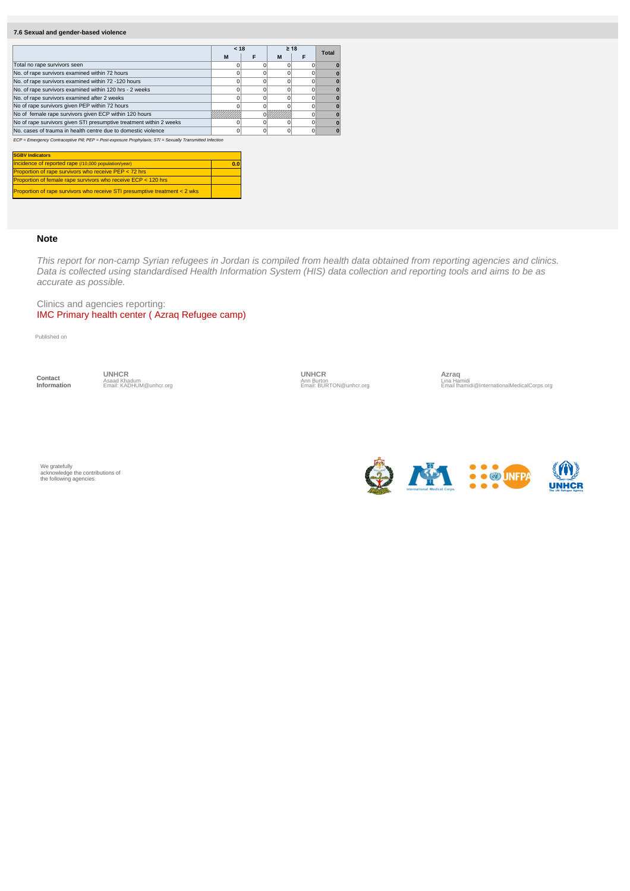### 7.6 Sexual and gender-based violence

| | < 18 | | ≥ 18 | | Total |
|---|---|---|---|---|---|
| | M | F | M | F | |
| Total no rape survivors seen | 0 | 0 | 0 | 0 | 0 |
| No. of rape survivors examined within 72 hours | 0 | 0 | 0 | 0 | 0 |
| No. of rape survivors examined within 72 -120 hours | 0 | 0 | 0 | 0 | 0 |
| No. of rape survivors examined within 120 hrs - 2 weeks | 0 | 0 | 0 | 0 | 0 |
| No. of rape survivors examined after 2 weeks | 0 | 0 | 0 | 0 | 0 |
| No of rape survivors given PEP within 72 hours | 0 | 0 | 0 | 0 | 0 |
| No of female rape survivors given ECP within 120 hours | | 0 | | 0 | 0 |
| No of rape survivors given STI presumptive treatment within 2 weeks | 0 | 0 | 0 | 0 | 0 |
| No. cases of trauma in health centre due to domestic violence | 0 | 0 | 0 | 0 | 0 |

*ECP = Emergency Contraceptive Pill; PEP = Post-exposure Prophylaxis; STI = Sexually Transmitted Infection*

| SGBV Indicators | |
|---|---|
| Incidence of reported rape (/10,000 population/year) | 0.0 |
| Proportion of rape survivors who receive PEP < 72 hrs | |
| Proportion of female rape survivors who receive ECP < 120 hrs | |
| Proportion of rape survivors who receive STI presumptive treatment < 2 wks | |

## Note

*This report for non-camp Syrian refugees in Jordan is compiled from health data obtained from reporting agencies and clinics. Data is collected using standardised Health Information System (HIS) data collection and reporting tools and aims to be as accurate as possible.*

Clinics and agencies reporting:
IMC Primary health center ( Azraq Refugee camp)

Published on

**Contact Information**

**UNHCR**
Asaad Khadum
Email: KADHUM@unhcr.org

**UNHCR**
Ann Burton
Email: BURTON@unhcr.org

**Azraq**
Lina Hamidi
Email lhamidi@InternationalMedicalCorps.org

We gratefully acknowledge the contributions of the following agencies: